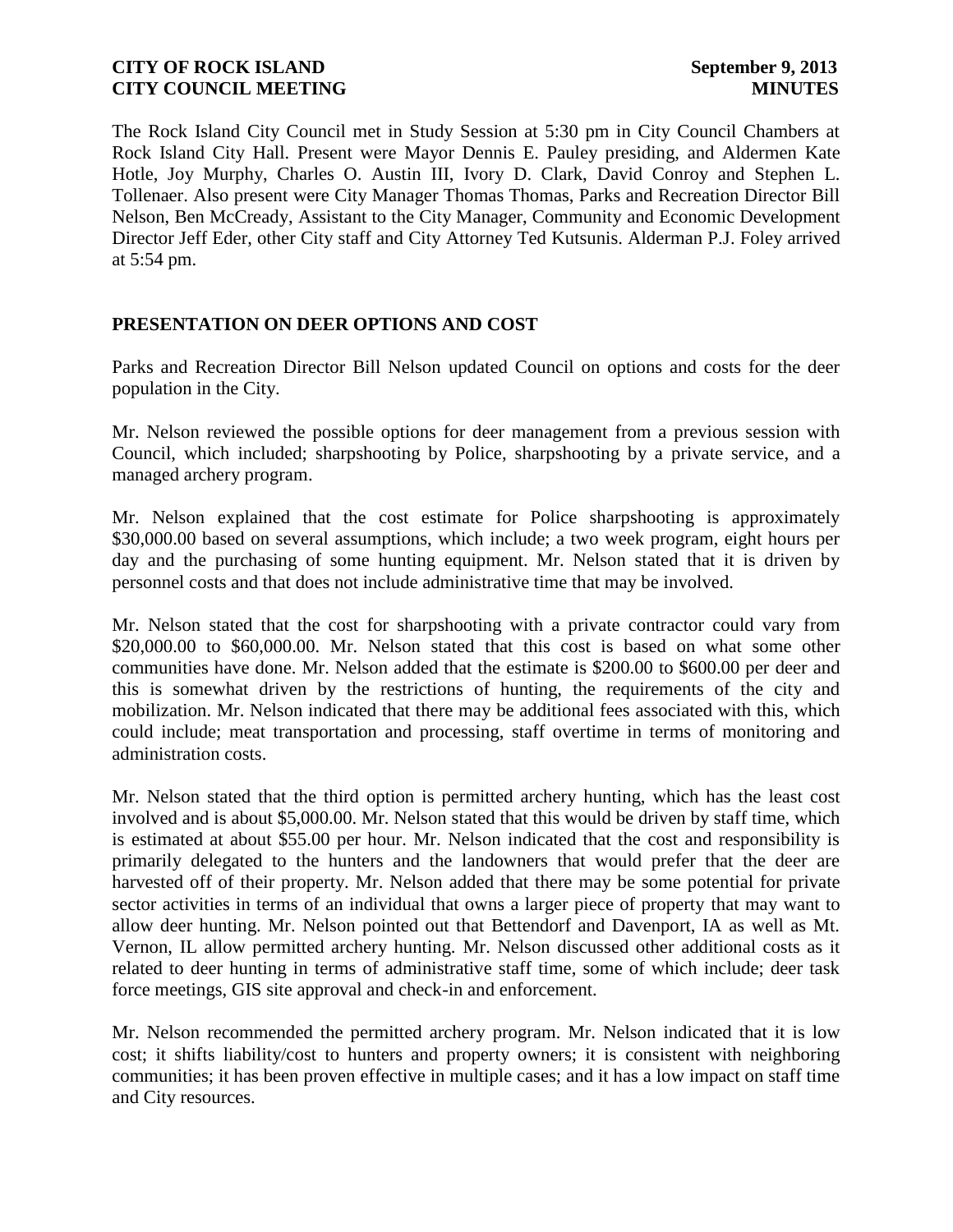The Rock Island City Council met in Study Session at 5:30 pm in City Council Chambers at Rock Island City Hall. Present were Mayor Dennis E. Pauley presiding, and Aldermen Kate Hotle, Joy Murphy, Charles O. Austin III, Ivory D. Clark, David Conroy and Stephen L. Tollenaer. Also present were City Manager Thomas Thomas, Parks and Recreation Director Bill Nelson, Ben McCready, Assistant to the City Manager, Community and Economic Development Director Jeff Eder, other City staff and City Attorney Ted Kutsunis. Alderman P.J. Foley arrived at 5:54 pm.

## PRESENTATION ON DEER OPTIONS AND COST

Parks and Recreation Director Bill Nelson updated Council on options and costs for the deer population in the City.

Mr. Nelson reviewed the possible options for deer management from a previous session with Council, which included; sharpshooting by Police, sharpshooting by a private service, and a managed archery program.

Mr. Nelson explained that the cost estimate for Police sharpshooting is approximately $30,000.00 based on several assumptions, which include; a two week program, eight hours per day and the purchasing of some hunting equipment. Mr. Nelson stated that it is driven by personnel costs and that does not include administrative time that may be involved.

Mr. Nelson stated that the cost for sharpshooting with a private contractor could vary from $20,000.00 to $60,000.00. Mr. Nelson stated that this cost is based on what some other communities have done. Mr. Nelson added that the estimate is $200.00 to $600.00 per deer and this is somewhat driven by the restrictions of hunting, the requirements of the city and mobilization. Mr. Nelson indicated that there may be additional fees associated with this, which could include; meat transportation and processing, staff overtime in terms of monitoring and administration costs.

Mr. Nelson stated that the third option is permitted archery hunting, which has the least cost involved and is about $5,000.00. Mr. Nelson stated that this would be driven by staff time, which is estimated at about $55.00 per hour. Mr. Nelson indicated that the cost and responsibility is primarily delegated to the hunters and the landowners that would prefer that the deer are harvested off of their property. Mr. Nelson added that there may be some potential for private sector activities in terms of an individual that owns a larger piece of property that may want to allow deer hunting. Mr. Nelson pointed out that Bettendorf and Davenport, IA as well as Mt. Vernon, IL allow permitted archery hunting. Mr. Nelson discussed other additional costs as it related to deer hunting in terms of administrative staff time, some of which include; deer task force meetings, GIS site approval and check-in and enforcement.

Mr. Nelson recommended the permitted archery program. Mr. Nelson indicated that it is low cost; it shifts liability/cost to hunters and property owners; it is consistent with neighboring communities; it has been proven effective in multiple cases; and it has a low impact on staff time and City resources.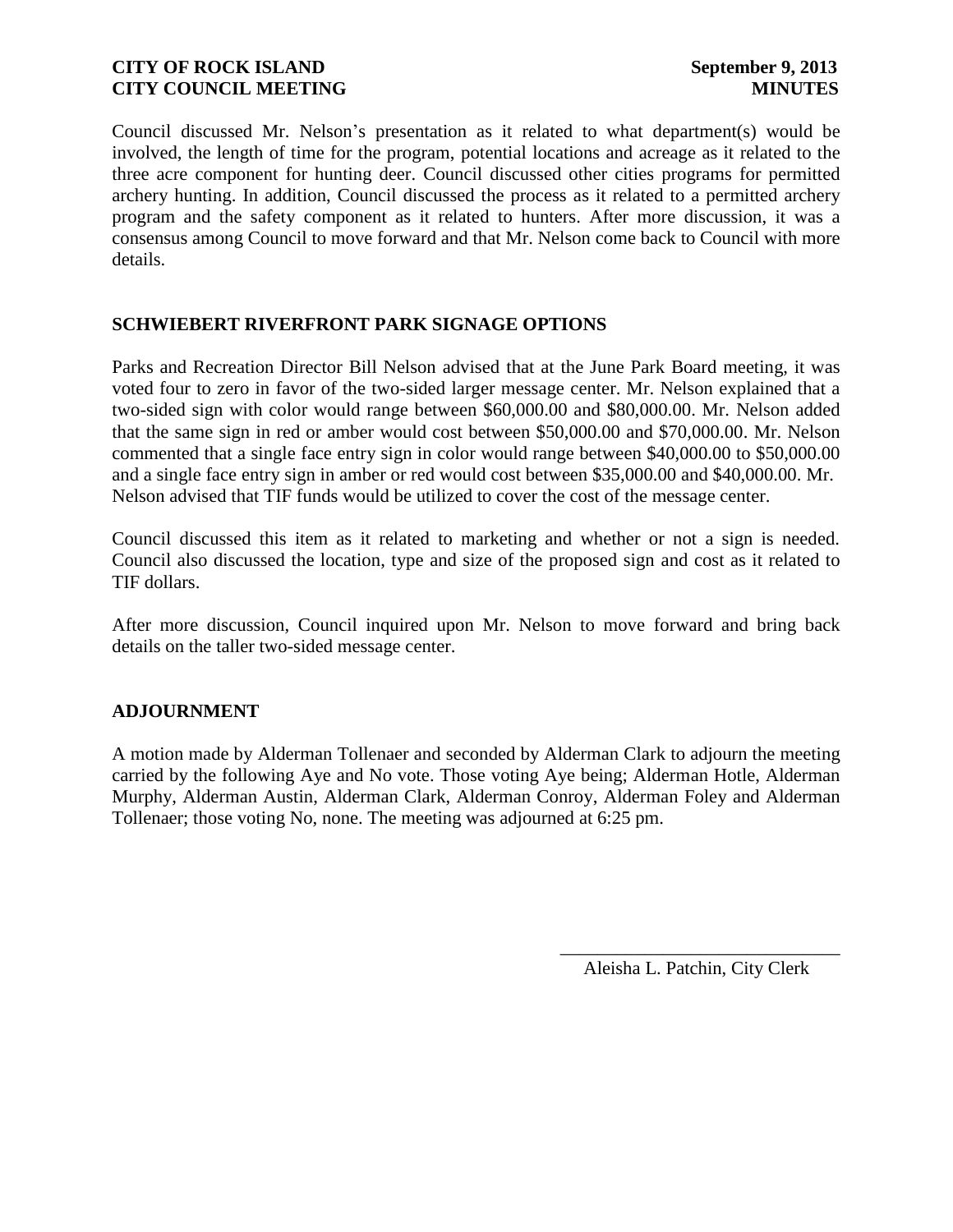Council discussed Mr. Nelson's presentation as it related to what department(s) would be involved, the length of time for the program, potential locations and acreage as it related to the three acre component for hunting deer. Council discussed other cities programs for permitted archery hunting. In addition, Council discussed the process as it related to a permitted archery program and the safety component as it related to hunters. After more discussion, it was a consensus among Council to move forward and that Mr. Nelson come back to Council with more details.

## SCHWIEBERT RIVERFRONT PARK SIGNAGE OPTIONS

Parks and Recreation Director Bill Nelson advised that at the June Park Board meeting, it was voted four to zero in favor of the two-sided larger message center. Mr. Nelson explained that a two-sided sign with color would range between $60,000.00 and $80,000.00. Mr. Nelson added that the same sign in red or amber would cost between $50,000.00 and $70,000.00. Mr. Nelson commented that a single face entry sign in color would range between $40,000.00 to $50,000.00 and a single face entry sign in amber or red would cost between $35,000.00 and $40,000.00. Mr. Nelson advised that TIF funds would be utilized to cover the cost of the message center.

Council discussed this item as it related to marketing and whether or not a sign is needed. Council also discussed the location, type and size of the proposed sign and cost as it related to TIF dollars.

After more discussion, Council inquired upon Mr. Nelson to move forward and bring back details on the taller two-sided message center.

## ADJOURNMENT

A motion made by Alderman Tollenaer and seconded by Alderman Clark to adjourn the meeting carried by the following Aye and No vote. Those voting Aye being; Alderman Hotle, Alderman Murphy, Alderman Austin, Alderman Clark, Alderman Conroy, Alderman Foley and Alderman Tollenaer; those voting No, none. The meeting was adjourned at 6:25 pm.

\_\_\_\_\_\_\_\_\_\_\_\_\_\_\_\_\_\_\_\_\_\_\_\_\_\_\_\_\_\_

Aleisha L. Patchin, City Clerk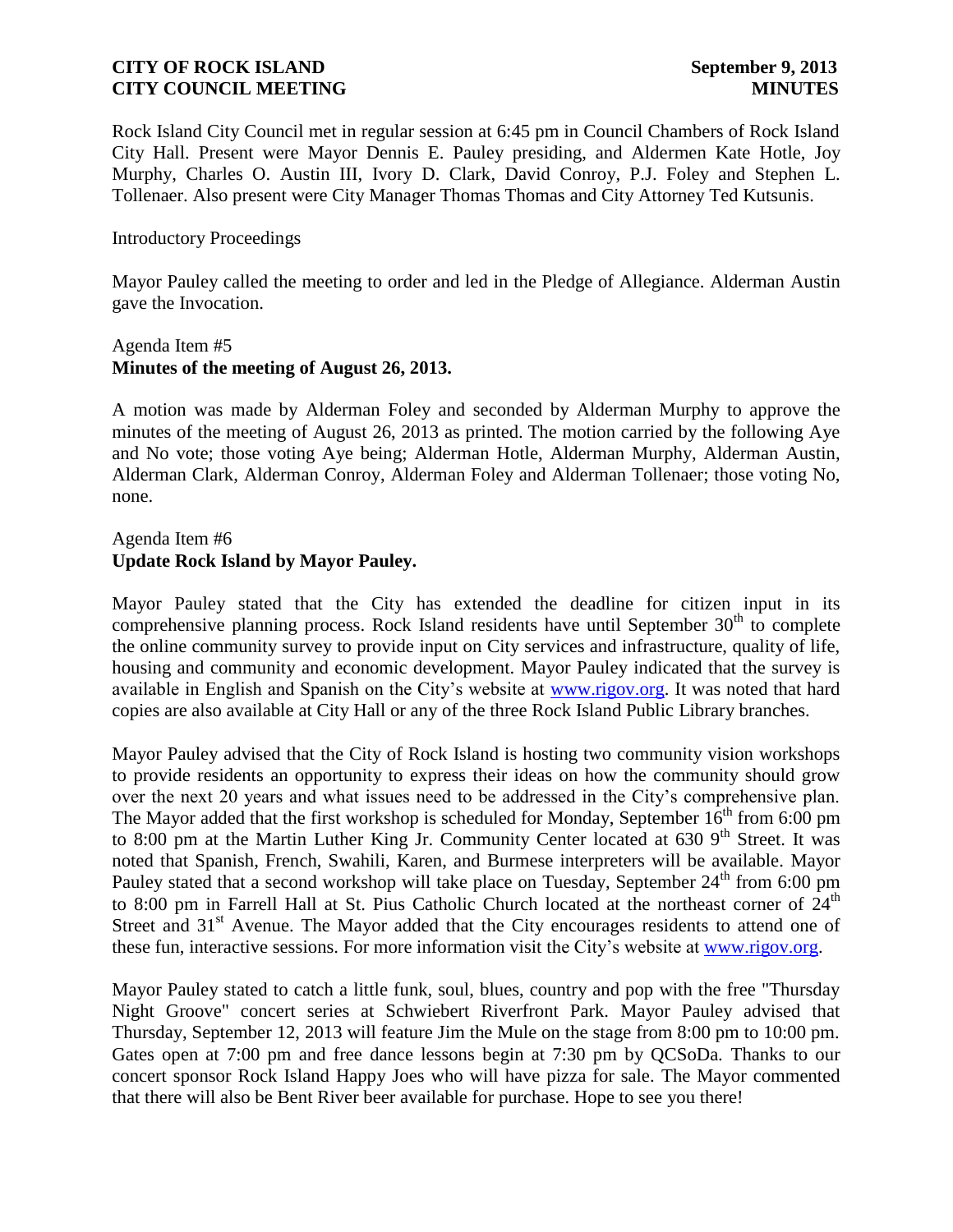Rock Island City Council met in regular session at 6:45 pm in Council Chambers of Rock Island City Hall. Present were Mayor Dennis E. Pauley presiding, and Aldermen Kate Hotle, Joy Murphy, Charles O. Austin III, Ivory D. Clark, David Conroy, P.J. Foley and Stephen L. Tollenaer. Also present were City Manager Thomas Thomas and City Attorney Ted Kutsunis.

Introductory Proceedings

Mayor Pauley called the meeting to order and led in the Pledge of Allegiance. Alderman Austin gave the Invocation.

Agenda Item #5
**Minutes of the meeting of August 26, 2013.**

A motion was made by Alderman Foley and seconded by Alderman Murphy to approve the minutes of the meeting of August 26, 2013 as printed. The motion carried by the following Aye and No vote; those voting Aye being; Alderman Hotle, Alderman Murphy, Alderman Austin, Alderman Clark, Alderman Conroy, Alderman Foley and Alderman Tollenaer; those voting No, none.

Agenda Item #6
**Update Rock Island by Mayor Pauley.**

Mayor Pauley stated that the City has extended the deadline for citizen input in its comprehensive planning process. Rock Island residents have until September 30th to complete the online community survey to provide input on City services and infrastructure, quality of life, housing and community and economic development. Mayor Pauley indicated that the survey is available in English and Spanish on the City's website at www.rigov.org. It was noted that hard copies are also available at City Hall or any of the three Rock Island Public Library branches.

Mayor Pauley advised that the City of Rock Island is hosting two community vision workshops to provide residents an opportunity to express their ideas on how the community should grow over the next 20 years and what issues need to be addressed in the City's comprehensive plan. The Mayor added that the first workshop is scheduled for Monday, September 16th from 6:00 pm to 8:00 pm at the Martin Luther King Jr. Community Center located at 630 9th Street. It was noted that Spanish, French, Swahili, Karen, and Burmese interpreters will be available. Mayor Pauley stated that a second workshop will take place on Tuesday, September 24th from 6:00 pm to 8:00 pm in Farrell Hall at St. Pius Catholic Church located at the northeast corner of 24th Street and 31st Avenue. The Mayor added that the City encourages residents to attend one of these fun, interactive sessions. For more information visit the City's website at www.rigov.org.

Mayor Pauley stated to catch a little funk, soul, blues, country and pop with the free "Thursday Night Groove" concert series at Schwiebert Riverfront Park. Mayor Pauley advised that Thursday, September 12, 2013 will feature Jim the Mule on the stage from 8:00 pm to 10:00 pm. Gates open at 7:00 pm and free dance lessons begin at 7:30 pm by QCSoDa. Thanks to our concert sponsor Rock Island Happy Joes who will have pizza for sale. The Mayor commented that there will also be Bent River beer available for purchase. Hope to see you there!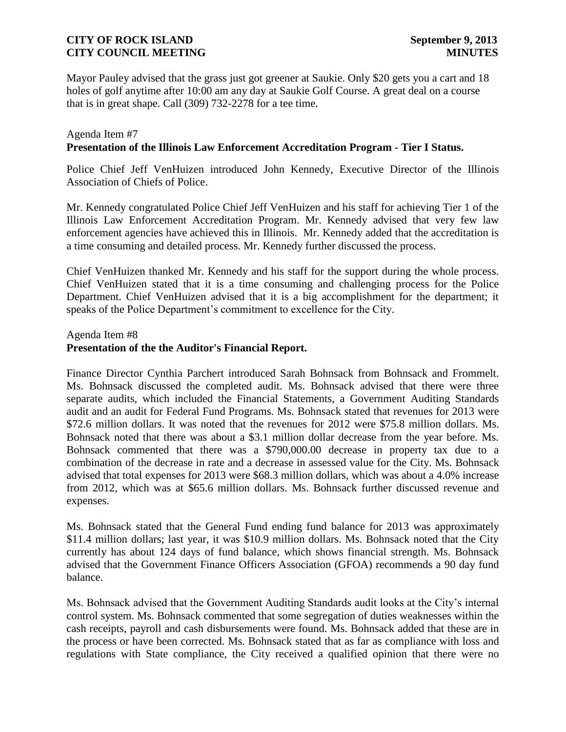Mayor Pauley advised that the grass just got greener at Saukie. Only $20 gets you a cart and 18 holes of golf anytime after 10:00 am any day at Saukie Golf Course. A great deal on a course that is in great shape. Call (309) 732-2278 for a tee time.

Agenda Item #7
**Presentation of the Illinois Law Enforcement Accreditation Program - Tier I Status.**

Police Chief Jeff VenHuizen introduced John Kennedy, Executive Director of the Illinois Association of Chiefs of Police.

Mr. Kennedy congratulated Police Chief Jeff VenHuizen and his staff for achieving Tier 1 of the Illinois Law Enforcement Accreditation Program. Mr. Kennedy advised that very few law enforcement agencies have achieved this in Illinois. Mr. Kennedy added that the accreditation is a time consuming and detailed process. Mr. Kennedy further discussed the process.

Chief VenHuizen thanked Mr. Kennedy and his staff for the support during the whole process. Chief VenHuizen stated that it is a time consuming and challenging process for the Police Department. Chief VenHuizen advised that it is a big accomplishment for the department; it speaks of the Police Department's commitment to excellence for the City.

Agenda Item #8
**Presentation of the the Auditor's Financial Report.**

Finance Director Cynthia Parchert introduced Sarah Bohnsack from Bohnsack and Frommelt. Ms. Bohnsack discussed the completed audit. Ms. Bohnsack advised that there were three separate audits, which included the Financial Statements, a Government Auditing Standards audit and an audit for Federal Fund Programs. Ms. Bohnsack stated that revenues for 2013 were $72.6 million dollars. It was noted that the revenues for 2012 were $75.8 million dollars. Ms. Bohnsack noted that there was about a $3.1 million dollar decrease from the year before. Ms. Bohnsack commented that there was a $790,000.00 decrease in property tax due to a combination of the decrease in rate and a decrease in assessed value for the City. Ms. Bohnsack advised that total expenses for 2013 were $68.3 million dollars, which was about a 4.0% increase from 2012, which was at $65.6 million dollars. Ms. Bohnsack further discussed revenue and expenses.

Ms. Bohnsack stated that the General Fund ending fund balance for 2013 was approximately $11.4 million dollars; last year, it was $10.9 million dollars. Ms. Bohnsack noted that the City currently has about 124 days of fund balance, which shows financial strength. Ms. Bohnsack advised that the Government Finance Officers Association (GFOA) recommends a 90 day fund balance.

Ms. Bohnsack advised that the Government Auditing Standards audit looks at the City's internal control system. Ms. Bohnsack commented that some segregation of duties weaknesses within the cash receipts, payroll and cash disbursements were found. Ms. Bohnsack added that these are in the process or have been corrected. Ms. Bohnsack stated that as far as compliance with loss and regulations with State compliance, the City received a qualified opinion that there were no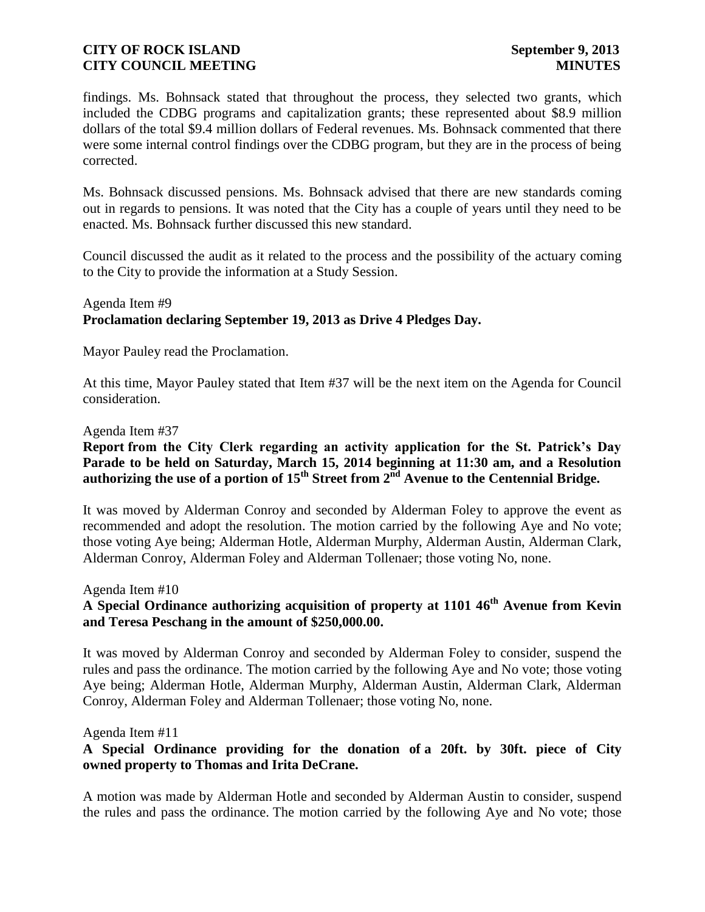findings. Ms. Bohnsack stated that throughout the process, they selected two grants, which included the CDBG programs and capitalization grants; these represented about \$8.9 million dollars of the total \$9.4 million dollars of Federal revenues. Ms. Bohnsack commented that there were some internal control findings over the CDBG program, but they are in the process of being corrected.

Ms. Bohnsack discussed pensions. Ms. Bohnsack advised that there are new standards coming out in regards to pensions. It was noted that the City has a couple of years until they need to be enacted. Ms. Bohnsack further discussed this new standard.

Council discussed the audit as it related to the process and the possibility of the actuary coming to the City to provide the information at a Study Session.

Agenda Item #9
**Proclamation declaring September 19, 2013 as Drive 4 Pledges Day.**

Mayor Pauley read the Proclamation.

At this time, Mayor Pauley stated that Item #37 will be the next item on the Agenda for Council consideration.

Agenda Item #37
**Report from the City Clerk regarding an activity application for the St. Patrick's Day Parade to be held on Saturday, March 15, 2014 beginning at 11:30 am, and a Resolution authorizing the use of a portion of 15th Street from 2nd Avenue to the Centennial Bridge.**

It was moved by Alderman Conroy and seconded by Alderman Foley to approve the event as recommended and adopt the resolution. The motion carried by the following Aye and No vote; those voting Aye being; Alderman Hotle, Alderman Murphy, Alderman Austin, Alderman Clark, Alderman Conroy, Alderman Foley and Alderman Tollenaer; those voting No, none.

Agenda Item #10
**A Special Ordinance authorizing acquisition of property at 1101 46th Avenue from Kevin and Teresa Peschang in the amount of \$250,000.00.**

It was moved by Alderman Conroy and seconded by Alderman Foley to consider, suspend the rules and pass the ordinance. The motion carried by the following Aye and No vote; those voting Aye being; Alderman Hotle, Alderman Murphy, Alderman Austin, Alderman Clark, Alderman Conroy, Alderman Foley and Alderman Tollenaer; those voting No, none.

Agenda Item #11
**A Special Ordinance providing for the donation of a 20ft. by 30ft. piece of City owned property to Thomas and Irita DeCrane.**

A motion was made by Alderman Hotle and seconded by Alderman Austin to consider, suspend the rules and pass the ordinance. The motion carried by the following Aye and No vote; those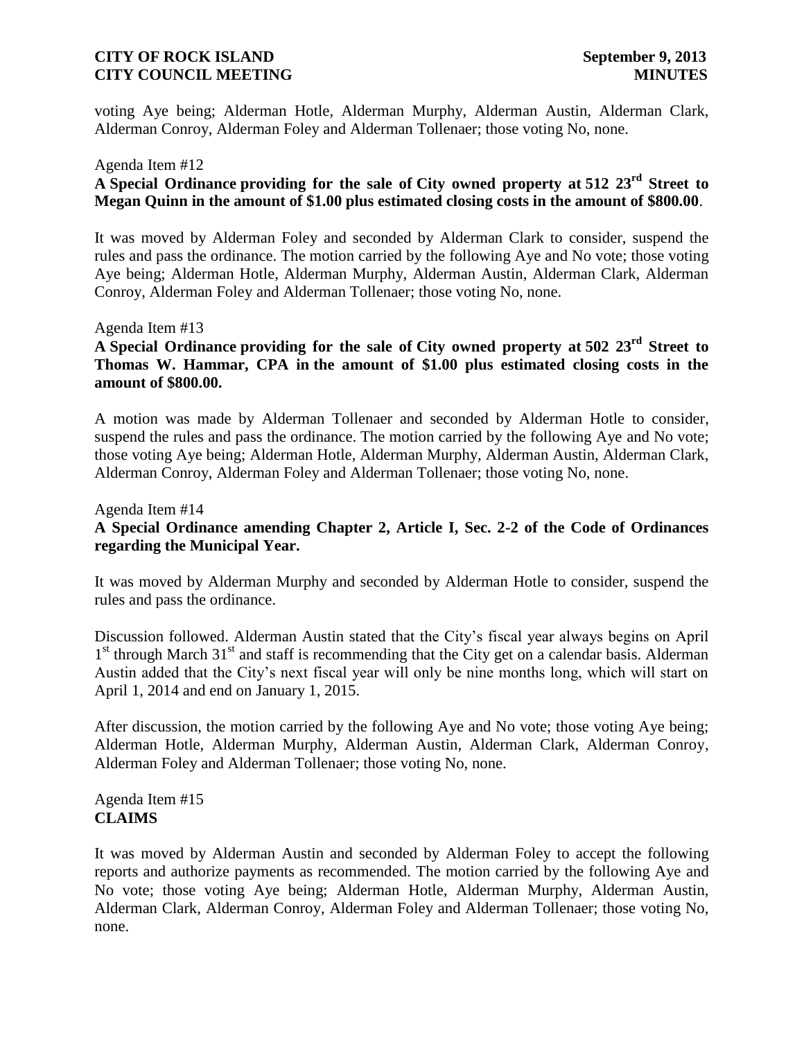voting Aye being; Alderman Hotle, Alderman Murphy, Alderman Austin, Alderman Clark, Alderman Conroy, Alderman Foley and Alderman Tollenaer; those voting No, none.

Agenda Item #12

**A Special Ordinance providing for the sale of City owned property at 512 23rd Street to Megan Quinn in the amount of $1.00 plus estimated closing costs in the amount of $800.00**.

It was moved by Alderman Foley and seconded by Alderman Clark to consider, suspend the rules and pass the ordinance. The motion carried by the following Aye and No vote; those voting Aye being; Alderman Hotle, Alderman Murphy, Alderman Austin, Alderman Clark, Alderman Conroy, Alderman Foley and Alderman Tollenaer; those voting No, none.

Agenda Item #13

**A Special Ordinance providing for the sale of City owned property at 502 23rd Street to Thomas W. Hammar, CPA in the amount of $1.00 plus estimated closing costs in the amount of $800.00.**

A motion was made by Alderman Tollenaer and seconded by Alderman Hotle to consider, suspend the rules and pass the ordinance. The motion carried by the following Aye and No vote; those voting Aye being; Alderman Hotle, Alderman Murphy, Alderman Austin, Alderman Clark, Alderman Conroy, Alderman Foley and Alderman Tollenaer; those voting No, none.

Agenda Item #14

**A Special Ordinance amending Chapter 2, Article I, Sec. 2-2 of the Code of Ordinances regarding the Municipal Year.**

It was moved by Alderman Murphy and seconded by Alderman Hotle to consider, suspend the rules and pass the ordinance.

Discussion followed. Alderman Austin stated that the City's fiscal year always begins on April 1st through March 31st and staff is recommending that the City get on a calendar basis. Alderman Austin added that the City's next fiscal year will only be nine months long, which will start on April 1, 2014 and end on January 1, 2015.

After discussion, the motion carried by the following Aye and No vote; those voting Aye being; Alderman Hotle, Alderman Murphy, Alderman Austin, Alderman Clark, Alderman Conroy, Alderman Foley and Alderman Tollenaer; those voting No, none.

Agenda Item #15

**CLAIMS**

It was moved by Alderman Austin and seconded by Alderman Foley to accept the following reports and authorize payments as recommended. The motion carried by the following Aye and No vote; those voting Aye being; Alderman Hotle, Alderman Murphy, Alderman Austin, Alderman Clark, Alderman Conroy, Alderman Foley and Alderman Tollenaer; those voting No, none.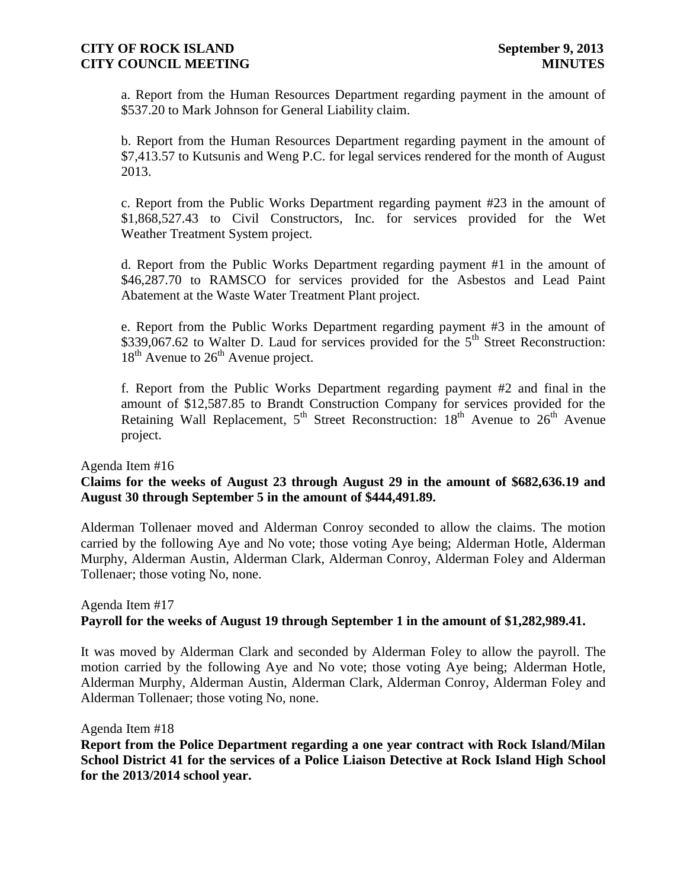a. Report from the Human Resources Department regarding payment in the amount of $537.20 to Mark Johnson for General Liability claim.

b. Report from the Human Resources Department regarding payment in the amount of $7,413.57 to Kutsunis and Weng P.C. for legal services rendered for the month of August 2013.

c. Report from the Public Works Department regarding payment #23 in the amount of $1,868,527.43 to Civil Constructors, Inc. for services provided for the Wet Weather Treatment System project.

d. Report from the Public Works Department regarding payment #1 in the amount of $46,287.70 to RAMSCO for services provided for the Asbestos and Lead Paint Abatement at the Waste Water Treatment Plant project.

e. Report from the Public Works Department regarding payment #3 in the amount of $339,067.62 to Walter D. Laud for services provided for the 5th Street Reconstruction: 18th Avenue to 26th Avenue project.

f. Report from the Public Works Department regarding payment #2 and final in the amount of $12,587.85 to Brandt Construction Company for services provided for the Retaining Wall Replacement, 5th Street Reconstruction: 18th Avenue to 26th Avenue project.

Agenda Item #16

**Claims for the weeks of August 23 through August 29 in the amount of $682,636.19 and August 30 through September 5 in the amount of $444,491.89.**

Alderman Tollenaer moved and Alderman Conroy seconded to allow the claims. The motion carried by the following Aye and No vote; those voting Aye being; Alderman Hotle, Alderman Murphy, Alderman Austin, Alderman Clark, Alderman Conroy, Alderman Foley and Alderman Tollenaer; those voting No, none.

Agenda Item #17

**Payroll for the weeks of August 19 through September 1 in the amount of $1,282,989.41.**

It was moved by Alderman Clark and seconded by Alderman Foley to allow the payroll. The motion carried by the following Aye and No vote; those voting Aye being; Alderman Hotle, Alderman Murphy, Alderman Austin, Alderman Clark, Alderman Conroy, Alderman Foley and Alderman Tollenaer; those voting No, none.

Agenda Item #18

**Report from the Police Department regarding a one year contract with Rock Island/Milan School District 41 for the services of a Police Liaison Detective at Rock Island High School for the 2013/2014 school year.**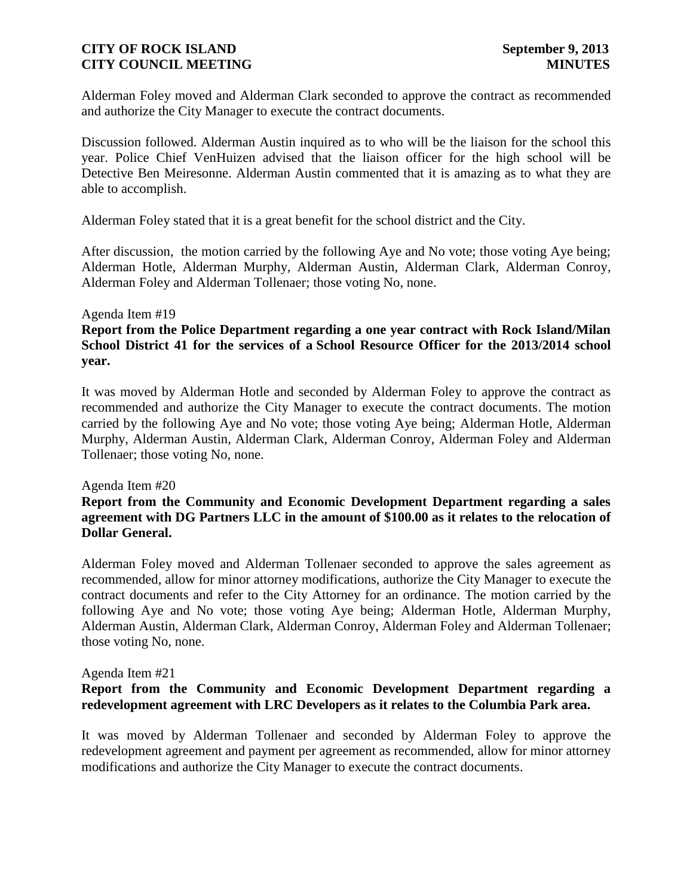Alderman Foley moved and Alderman Clark seconded to approve the contract as recommended and authorize the City Manager to execute the contract documents.

Discussion followed. Alderman Austin inquired as to who will be the liaison for the school this year. Police Chief VenHuizen advised that the liaison officer for the high school will be Detective Ben Meiresonne. Alderman Austin commented that it is amazing as to what they are able to accomplish.

Alderman Foley stated that it is a great benefit for the school district and the City.

After discussion, the motion carried by the following Aye and No vote; those voting Aye being; Alderman Hotle, Alderman Murphy, Alderman Austin, Alderman Clark, Alderman Conroy, Alderman Foley and Alderman Tollenaer; those voting No, none.

Agenda Item #19

**Report from the Police Department regarding a one year contract with Rock Island/Milan School District 41 for the services of a School Resource Officer for the 2013/2014 school year.**

It was moved by Alderman Hotle and seconded by Alderman Foley to approve the contract as recommended and authorize the City Manager to execute the contract documents. The motion carried by the following Aye and No vote; those voting Aye being; Alderman Hotle, Alderman Murphy, Alderman Austin, Alderman Clark, Alderman Conroy, Alderman Foley and Alderman Tollenaer; those voting No, none.

Agenda Item #20

**Report from the Community and Economic Development Department regarding a sales agreement with DG Partners LLC in the amount of $100.00 as it relates to the relocation of Dollar General.**

Alderman Foley moved and Alderman Tollenaer seconded to approve the sales agreement as recommended, allow for minor attorney modifications, authorize the City Manager to execute the contract documents and refer to the City Attorney for an ordinance. The motion carried by the following Aye and No vote; those voting Aye being; Alderman Hotle, Alderman Murphy, Alderman Austin, Alderman Clark, Alderman Conroy, Alderman Foley and Alderman Tollenaer; those voting No, none.

Agenda Item #21

**Report from the Community and Economic Development Department regarding a redevelopment agreement with LRC Developers as it relates to the Columbia Park area.**

It was moved by Alderman Tollenaer and seconded by Alderman Foley to approve the redevelopment agreement and payment per agreement as recommended, allow for minor attorney modifications and authorize the City Manager to execute the contract documents.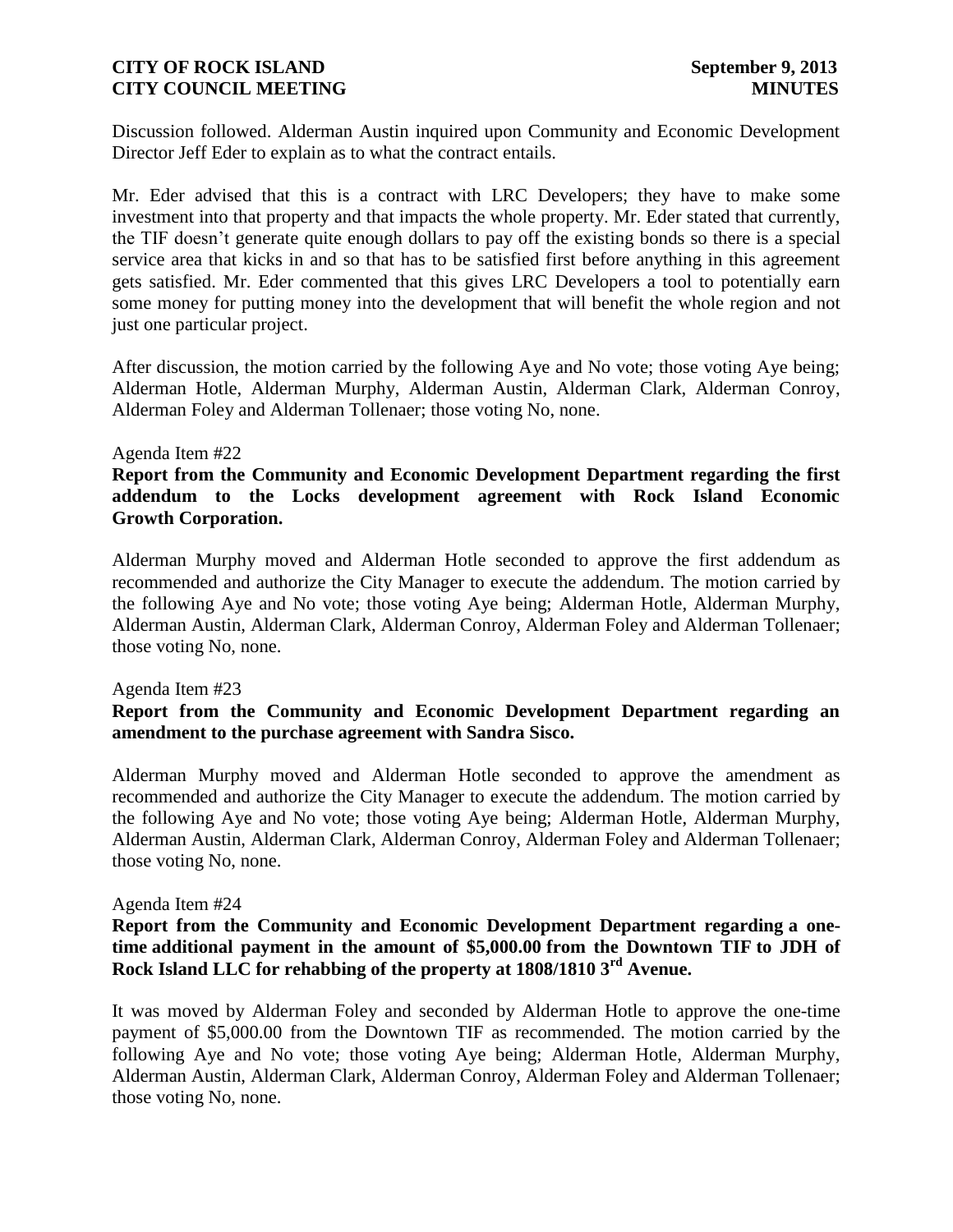Discussion followed. Alderman Austin inquired upon Community and Economic Development Director Jeff Eder to explain as to what the contract entails.

Mr. Eder advised that this is a contract with LRC Developers; they have to make some investment into that property and that impacts the whole property. Mr. Eder stated that currently, the TIF doesn't generate quite enough dollars to pay off the existing bonds so there is a special service area that kicks in and so that has to be satisfied first before anything in this agreement gets satisfied. Mr. Eder commented that this gives LRC Developers a tool to potentially earn some money for putting money into the development that will benefit the whole region and not just one particular project.

After discussion, the motion carried by the following Aye and No vote; those voting Aye being; Alderman Hotle, Alderman Murphy, Alderman Austin, Alderman Clark, Alderman Conroy, Alderman Foley and Alderman Tollenaer; those voting No, none.

Agenda Item #22

**Report from the Community and Economic Development Department regarding the first addendum to the Locks development agreement with Rock Island Economic Growth Corporation.**

Alderman Murphy moved and Alderman Hotle seconded to approve the first addendum as recommended and authorize the City Manager to execute the addendum. The motion carried by the following Aye and No vote; those voting Aye being; Alderman Hotle, Alderman Murphy, Alderman Austin, Alderman Clark, Alderman Conroy, Alderman Foley and Alderman Tollenaer; those voting No, none.

Agenda Item #23

**Report from the Community and Economic Development Department regarding an amendment to the purchase agreement with Sandra Sisco.**

Alderman Murphy moved and Alderman Hotle seconded to approve the amendment as recommended and authorize the City Manager to execute the addendum. The motion carried by the following Aye and No vote; those voting Aye being; Alderman Hotle, Alderman Murphy, Alderman Austin, Alderman Clark, Alderman Conroy, Alderman Foley and Alderman Tollenaer; those voting No, none.

Agenda Item #24

**Report from the Community and Economic Development Department regarding a one-time additional payment in the amount of $5,000.00 from the Downtown TIF to JDH of Rock Island LLC for rehabbing of the property at 1808/1810 3rd Avenue.**

It was moved by Alderman Foley and seconded by Alderman Hotle to approve the one-time payment of $5,000.00 from the Downtown TIF as recommended. The motion carried by the following Aye and No vote; those voting Aye being; Alderman Hotle, Alderman Murphy, Alderman Austin, Alderman Clark, Alderman Conroy, Alderman Foley and Alderman Tollenaer; those voting No, none.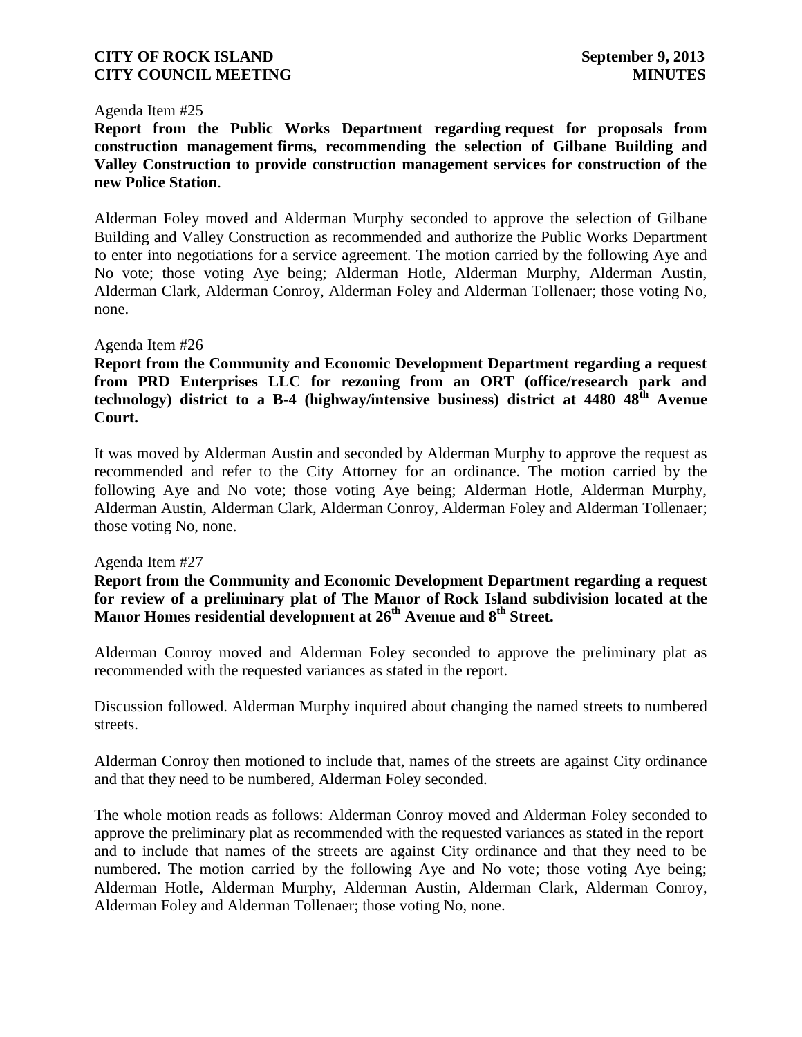Agenda Item #25

**Report from the Public Works Department regarding request for proposals from construction management firms, recommending the selection of Gilbane Building and Valley Construction to provide construction management services for construction of the new Police Station**.

Alderman Foley moved and Alderman Murphy seconded to approve the selection of Gilbane Building and Valley Construction as recommended and authorize the Public Works Department to enter into negotiations for a service agreement. The motion carried by the following Aye and No vote; those voting Aye being; Alderman Hotle, Alderman Murphy, Alderman Austin, Alderman Clark, Alderman Conroy, Alderman Foley and Alderman Tollenaer; those voting No, none.

Agenda Item #26

**Report from the Community and Economic Development Department regarding a request from PRD Enterprises LLC for rezoning from an ORT (office/research park and technology) district to a B-4 (highway/intensive business) district at 4480 48th Avenue Court.**

It was moved by Alderman Austin and seconded by Alderman Murphy to approve the request as recommended and refer to the City Attorney for an ordinance. The motion carried by the following Aye and No vote; those voting Aye being; Alderman Hotle, Alderman Murphy, Alderman Austin, Alderman Clark, Alderman Conroy, Alderman Foley and Alderman Tollenaer; those voting No, none.

Agenda Item #27

**Report from the Community and Economic Development Department regarding a request for review of a preliminary plat of The Manor of Rock Island subdivision located at the Manor Homes residential development at 26th Avenue and 8th Street.**

Alderman Conroy moved and Alderman Foley seconded to approve the preliminary plat as recommended with the requested variances as stated in the report.

Discussion followed. Alderman Murphy inquired about changing the named streets to numbered streets.

Alderman Conroy then motioned to include that, names of the streets are against City ordinance and that they need to be numbered, Alderman Foley seconded.

The whole motion reads as follows: Alderman Conroy moved and Alderman Foley seconded to approve the preliminary plat as recommended with the requested variances as stated in the report and to include that names of the streets are against City ordinance and that they need to be numbered. The motion carried by the following Aye and No vote; those voting Aye being; Alderman Hotle, Alderman Murphy, Alderman Austin, Alderman Clark, Alderman Conroy, Alderman Foley and Alderman Tollenaer; those voting No, none.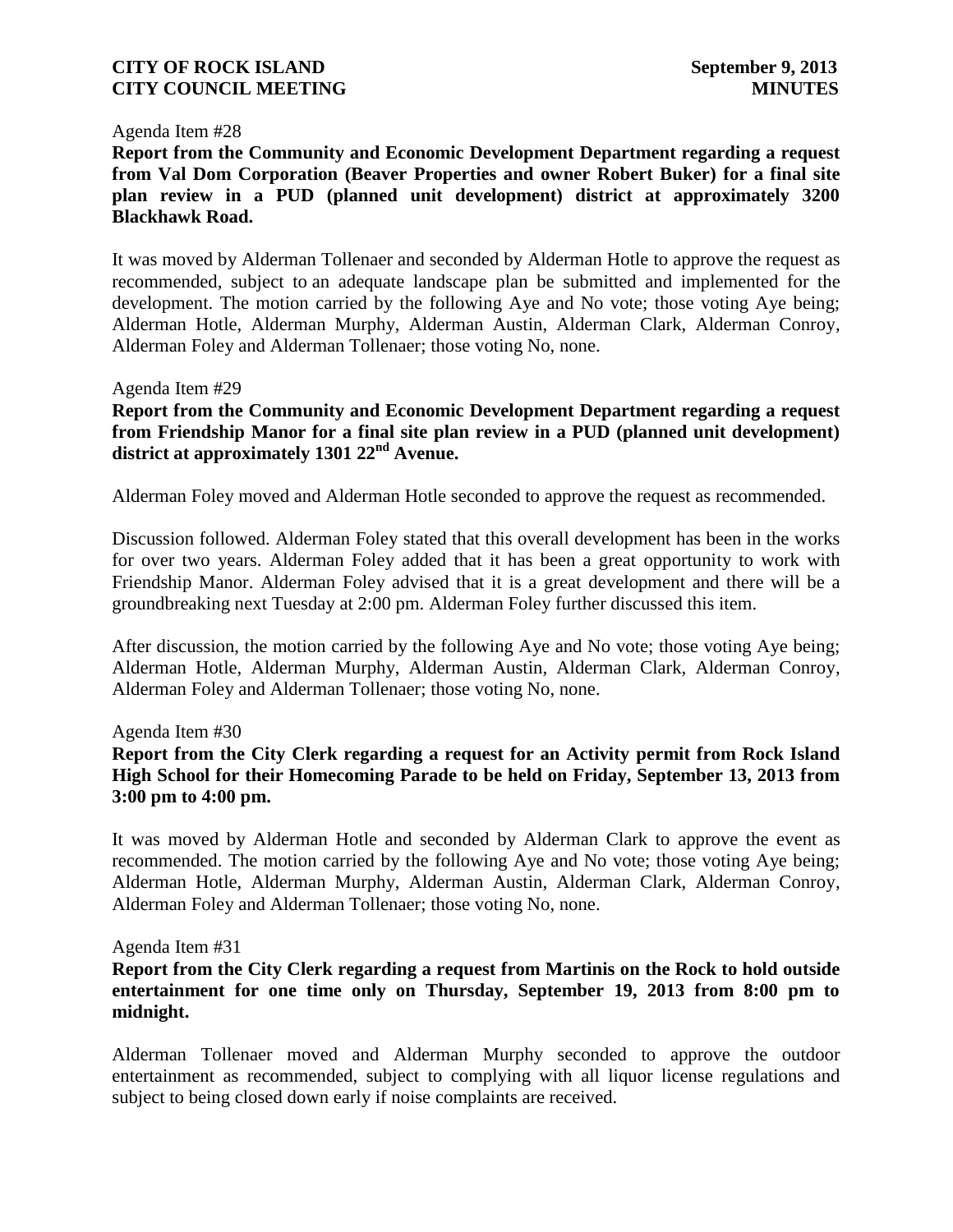Agenda Item #28

**Report from the Community and Economic Development Department regarding a request from Val Dom Corporation (Beaver Properties and owner Robert Buker) for a final site plan review in a PUD (planned unit development) district at approximately 3200 Blackhawk Road.**

It was moved by Alderman Tollenaer and seconded by Alderman Hotle to approve the request as recommended, subject to an adequate landscape plan be submitted and implemented for the development. The motion carried by the following Aye and No vote; those voting Aye being; Alderman Hotle, Alderman Murphy, Alderman Austin, Alderman Clark, Alderman Conroy, Alderman Foley and Alderman Tollenaer; those voting No, none.

Agenda Item #29

**Report from the Community and Economic Development Department regarding a request from Friendship Manor for a final site plan review in a PUD (planned unit development) district at approximately 1301 22nd Avenue.**

Alderman Foley moved and Alderman Hotle seconded to approve the request as recommended.

Discussion followed. Alderman Foley stated that this overall development has been in the works for over two years. Alderman Foley added that it has been a great opportunity to work with Friendship Manor. Alderman Foley advised that it is a great development and there will be a groundbreaking next Tuesday at 2:00 pm. Alderman Foley further discussed this item.

After discussion, the motion carried by the following Aye and No vote; those voting Aye being; Alderman Hotle, Alderman Murphy, Alderman Austin, Alderman Clark, Alderman Conroy, Alderman Foley and Alderman Tollenaer; those voting No, none.

Agenda Item #30

**Report from the City Clerk regarding a request for an Activity permit from Rock Island High School for their Homecoming Parade to be held on Friday, September 13, 2013 from 3:00 pm to 4:00 pm.**

It was moved by Alderman Hotle and seconded by Alderman Clark to approve the event as recommended. The motion carried by the following Aye and No vote; those voting Aye being; Alderman Hotle, Alderman Murphy, Alderman Austin, Alderman Clark, Alderman Conroy, Alderman Foley and Alderman Tollenaer; those voting No, none.

Agenda Item #31

**Report from the City Clerk regarding a request from Martinis on the Rock to hold outside entertainment for one time only on Thursday, September 19, 2013 from 8:00 pm to midnight.**

Alderman Tollenaer moved and Alderman Murphy seconded to approve the outdoor entertainment as recommended, subject to complying with all liquor license regulations and subject to being closed down early if noise complaints are received.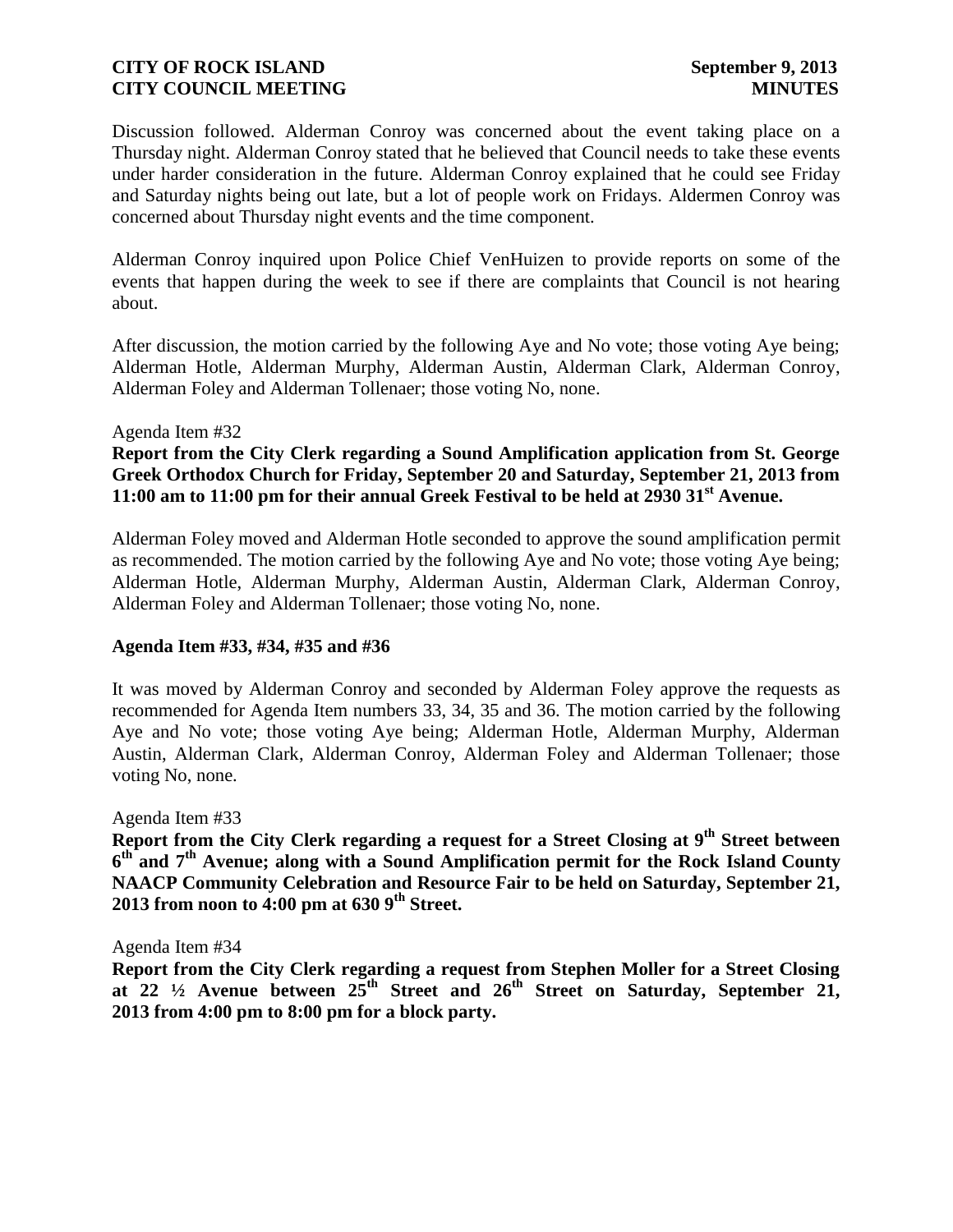Discussion followed. Alderman Conroy was concerned about the event taking place on a Thursday night. Alderman Conroy stated that he believed that Council needs to take these events under harder consideration in the future. Alderman Conroy explained that he could see Friday and Saturday nights being out late, but a lot of people work on Fridays. Aldermen Conroy was concerned about Thursday night events and the time component.

Alderman Conroy inquired upon Police Chief VenHuizen to provide reports on some of the events that happen during the week to see if there are complaints that Council is not hearing about.

After discussion, the motion carried by the following Aye and No vote; those voting Aye being; Alderman Hotle, Alderman Murphy, Alderman Austin, Alderman Clark, Alderman Conroy, Alderman Foley and Alderman Tollenaer; those voting No, none.

Agenda Item #32

**Report from the City Clerk regarding a Sound Amplification application from St. George Greek Orthodox Church for Friday, September 20 and Saturday, September 21, 2013 from 11:00 am to 11:00 pm for their annual Greek Festival to be held at 2930 31st Avenue.**

Alderman Foley moved and Alderman Hotle seconded to approve the sound amplification permit as recommended. The motion carried by the following Aye and No vote; those voting Aye being; Alderman Hotle, Alderman Murphy, Alderman Austin, Alderman Clark, Alderman Conroy, Alderman Foley and Alderman Tollenaer; those voting No, none.

**Agenda Item #33, #34, #35 and #36**

It was moved by Alderman Conroy and seconded by Alderman Foley approve the requests as recommended for Agenda Item numbers 33, 34, 35 and 36. The motion carried by the following Aye and No vote; those voting Aye being; Alderman Hotle, Alderman Murphy, Alderman Austin, Alderman Clark, Alderman Conroy, Alderman Foley and Alderman Tollenaer; those voting No, none.

Agenda Item #33

**Report from the City Clerk regarding a request for a Street Closing at 9th Street between 6th and 7th Avenue; along with a Sound Amplification permit for the Rock Island County NAACP Community Celebration and Resource Fair to be held on Saturday, September 21, 2013 from noon to 4:00 pm at 630 9th Street.**

Agenda Item #34

**Report from the City Clerk regarding a request from Stephen Moller for a Street Closing at 22 ½ Avenue between 25th Street and 26th Street on Saturday, September 21, 2013 from 4:00 pm to 8:00 pm for a block party.**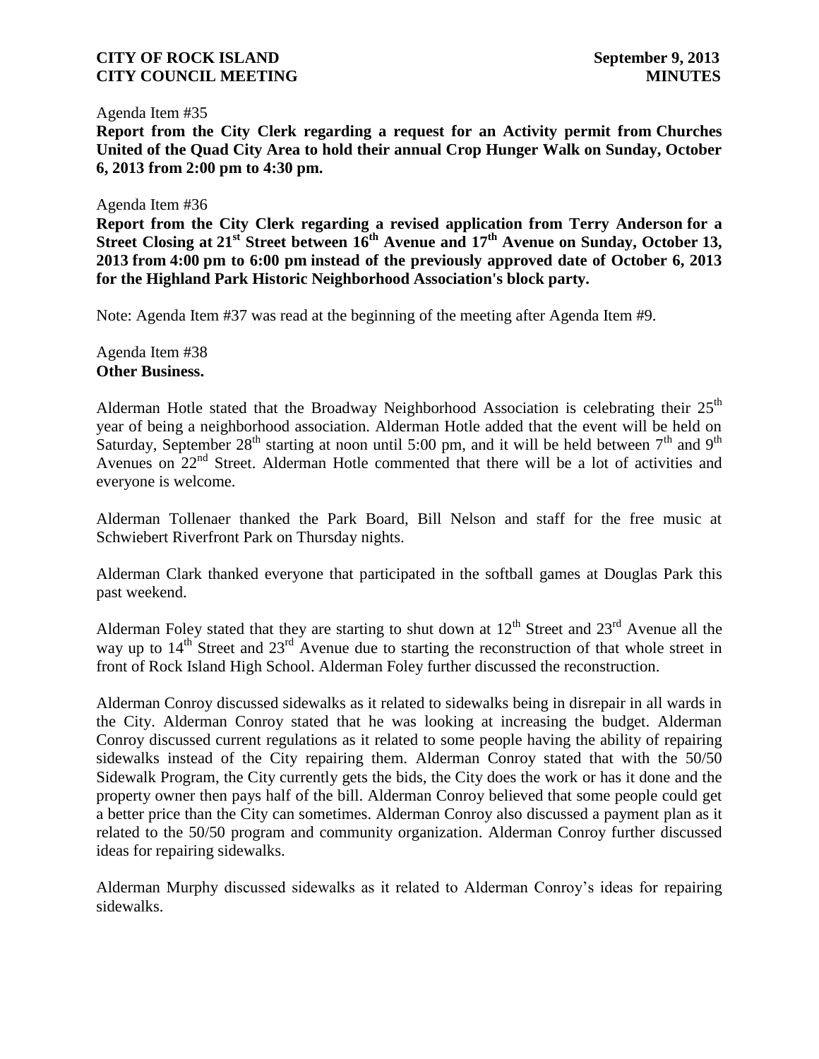Agenda Item #35

**Report from the City Clerk regarding a request for an Activity permit from Churches United of the Quad City Area to hold their annual Crop Hunger Walk on Sunday, October 6, 2013 from 2:00 pm to 4:30 pm.**

Agenda Item #36

**Report from the City Clerk regarding a revised application from Terry Anderson for a Street Closing at 21st Street between 16th Avenue and 17th Avenue on Sunday, October 13, 2013 from 4:00 pm to 6:00 pm instead of the previously approved date of October 6, 2013 for the Highland Park Historic Neighborhood Association's block party.**

Note: Agenda Item #37 was read at the beginning of the meeting after Agenda Item #9.

Agenda Item #38

**Other Business.**

Alderman Hotle stated that the Broadway Neighborhood Association is celebrating their 25th year of being a neighborhood association. Alderman Hotle added that the event will be held on Saturday, September 28th starting at noon until 5:00 pm, and it will be held between 7th and 9th Avenues on 22nd Street. Alderman Hotle commented that there will be a lot of activities and everyone is welcome.

Alderman Tollenaer thanked the Park Board, Bill Nelson and staff for the free music at Schwiebert Riverfront Park on Thursday nights.

Alderman Clark thanked everyone that participated in the softball games at Douglas Park this past weekend.

Alderman Foley stated that they are starting to shut down at 12th Street and 23rd Avenue all the way up to 14th Street and 23rd Avenue due to starting the reconstruction of that whole street in front of Rock Island High School. Alderman Foley further discussed the reconstruction.

Alderman Conroy discussed sidewalks as it related to sidewalks being in disrepair in all wards in the City. Alderman Conroy stated that he was looking at increasing the budget. Alderman Conroy discussed current regulations as it related to some people having the ability of repairing sidewalks instead of the City repairing them. Alderman Conroy stated that with the 50/50 Sidewalk Program, the City currently gets the bids, the City does the work or has it done and the property owner then pays half of the bill. Alderman Conroy believed that some people could get a better price than the City can sometimes. Alderman Conroy also discussed a payment plan as it related to the 50/50 program and community organization. Alderman Conroy further discussed ideas for repairing sidewalks.

Alderman Murphy discussed sidewalks as it related to Alderman Conroy's ideas for repairing sidewalks.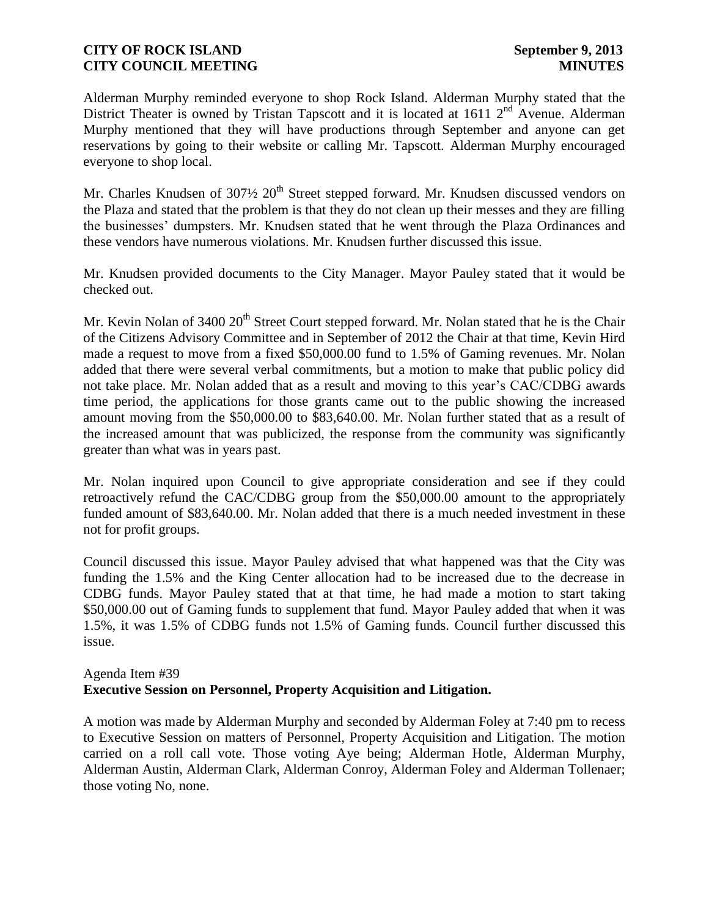Alderman Murphy reminded everyone to shop Rock Island. Alderman Murphy stated that the District Theater is owned by Tristan Tapscott and it is located at 1611 2nd Avenue. Alderman Murphy mentioned that they will have productions through September and anyone can get reservations by going to their website or calling Mr. Tapscott. Alderman Murphy encouraged everyone to shop local.

Mr. Charles Knudsen of 307½ 20th Street stepped forward. Mr. Knudsen discussed vendors on the Plaza and stated that the problem is that they do not clean up their messes and they are filling the businesses' dumpsters. Mr. Knudsen stated that he went through the Plaza Ordinances and these vendors have numerous violations. Mr. Knudsen further discussed this issue.

Mr. Knudsen provided documents to the City Manager. Mayor Pauley stated that it would be checked out.

Mr. Kevin Nolan of 3400 20th Street Court stepped forward. Mr. Nolan stated that he is the Chair of the Citizens Advisory Committee and in September of 2012 the Chair at that time, Kevin Hird made a request to move from a fixed $50,000.00 fund to 1.5% of Gaming revenues. Mr. Nolan added that there were several verbal commitments, but a motion to make that public policy did not take place. Mr. Nolan added that as a result and moving to this year's CAC/CDBG awards time period, the applications for those grants came out to the public showing the increased amount moving from the $50,000.00 to $83,640.00. Mr. Nolan further stated that as a result of the increased amount that was publicized, the response from the community was significantly greater than what was in years past.

Mr. Nolan inquired upon Council to give appropriate consideration and see if they could retroactively refund the CAC/CDBG group from the $50,000.00 amount to the appropriately funded amount of $83,640.00. Mr. Nolan added that there is a much needed investment in these not for profit groups.

Council discussed this issue. Mayor Pauley advised that what happened was that the City was funding the 1.5% and the King Center allocation had to be increased due to the decrease in CDBG funds. Mayor Pauley stated that at that time, he had made a motion to start taking $50,000.00 out of Gaming funds to supplement that fund. Mayor Pauley added that when it was 1.5%, it was 1.5% of CDBG funds not 1.5% of Gaming funds. Council further discussed this issue.

Agenda Item #39
**Executive Session on Personnel, Property Acquisition and Litigation.**

A motion was made by Alderman Murphy and seconded by Alderman Foley at 7:40 pm to recess to Executive Session on matters of Personnel, Property Acquisition and Litigation. The motion carried on a roll call vote. Those voting Aye being; Alderman Hotle, Alderman Murphy, Alderman Austin, Alderman Clark, Alderman Conroy, Alderman Foley and Alderman Tollenaer; those voting No, none.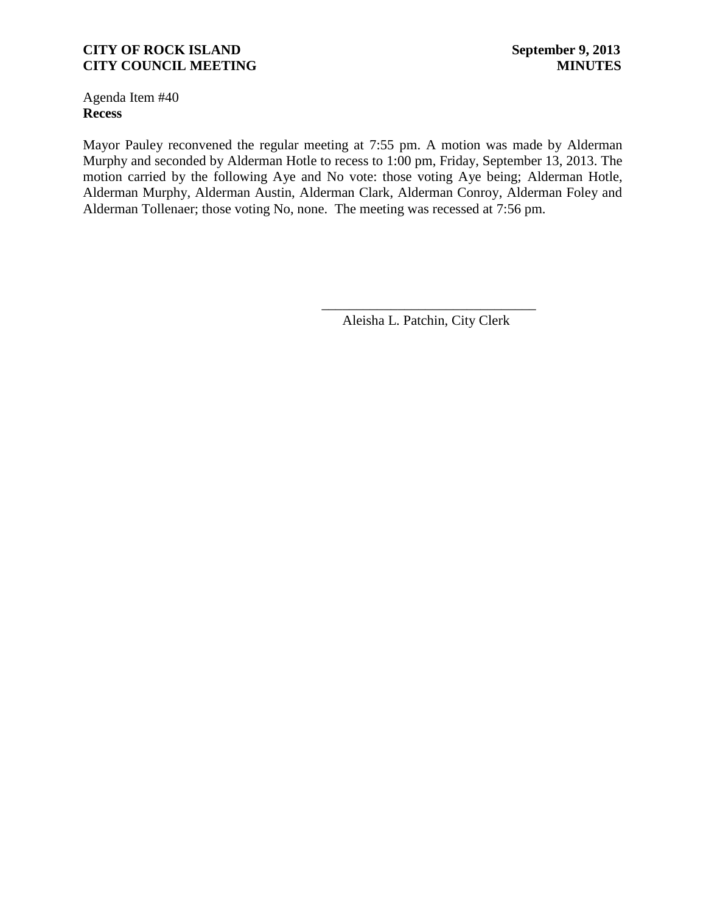Agenda Item #40
**Recess**

Mayor Pauley reconvened the regular meeting at 7:55 pm. A motion was made by Alderman Murphy and seconded by Alderman Hotle to recess to 1:00 pm, Friday, September 13, 2013. The motion carried by the following Aye and No vote: those voting Aye being; Alderman Hotle, Alderman Murphy, Alderman Austin, Alderman Clark, Alderman Conroy, Alderman Foley and Alderman Tollenaer; those voting No, none. The meeting was recessed at 7:56 pm.

\_\_\_\_\_\_\_\_\_\_\_\_\_\_\_\_\_\_\_\_\_\_\_\_\_\_\_\_\_\_\_

Aleisha L. Patchin, City Clerk